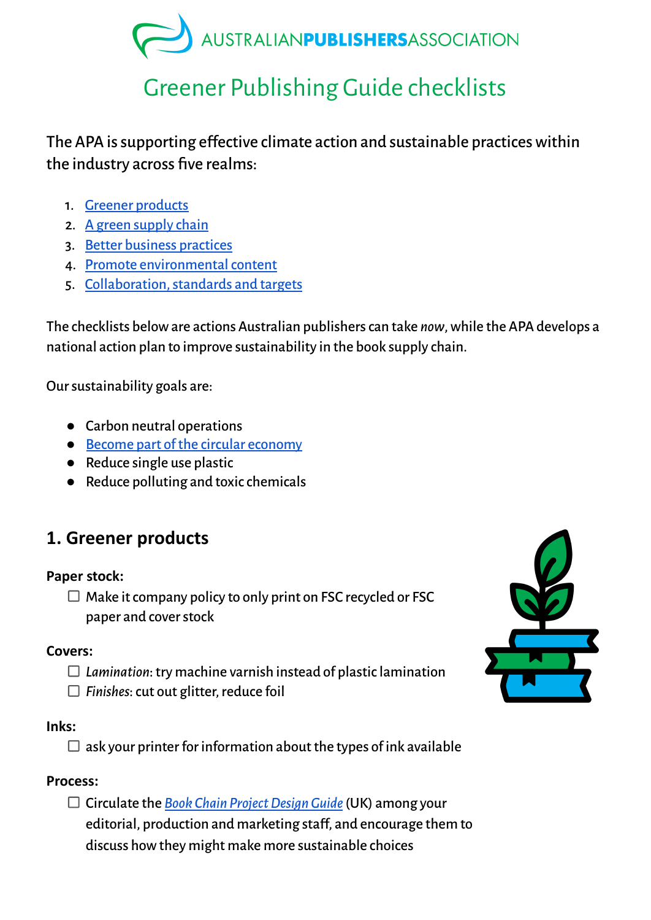AUSTRALIAN**PUBLISHERS**ASSOCIATION

# Greener Publishing Guide checklists

The APA is supporting effective climate action and sustainable practices within the industry across five realms:

1. Greener products
2. A green supply chain
3. Better business practices
4. Promote environmental content
5. Collaboration, standards and targets

The checklists below are actions Australian publishers can take *now*, while the APA develops a national action plan to improve sustainability in the book supply chain.

Our sustainability goals are:

- Carbon neutral operations
- Become part of the circular economy
- Reduce single use plastic
- Reduce polluting and toxic chemicals

## 1. Greener products

**Paper stock:**

- ☐ Make it company policy to only print on FSC recycled or FSC paper and cover stock

**Covers:**

- ☐ *Lamination*: try machine varnish instead of plastic lamination
- ☐ *Finishes*: cut out glitter, reduce foil

**Inks:**

- ☐ ask your printer for information about the types of ink available

**Process:**

- ☐ Circulate the *Book Chain Project Design Guide* (UK) among your editorial, production and marketing staff, and encourage them to discuss how they might make more sustainable choices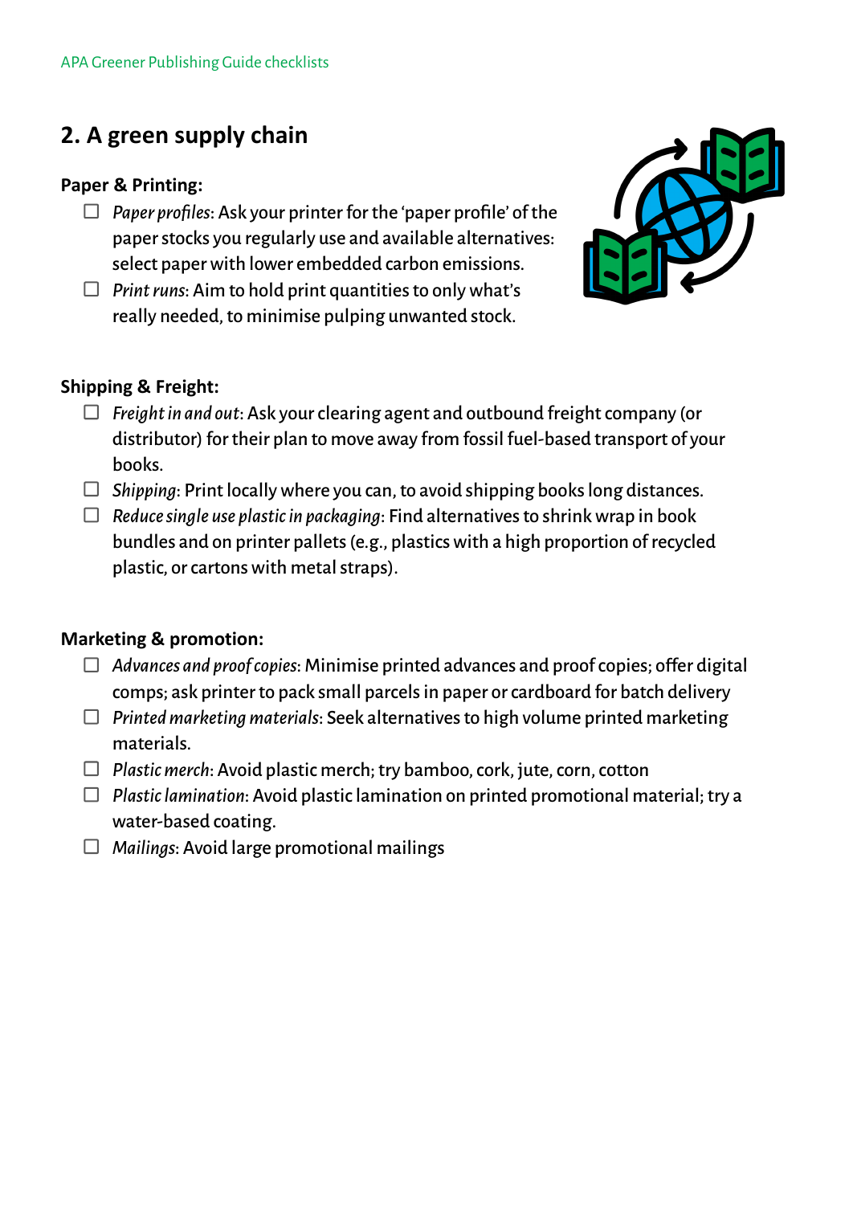## 2. A green supply chain

**Paper & Printing:**

- ☐ *Paper profiles*: Ask your printer for the 'paper profile' of the paper stocks you regularly use and available alternatives: select paper with lower embedded carbon emissions.
- ☐ *Print runs*: Aim to hold print quantities to only what's really needed, to minimise pulping unwanted stock.

**Shipping & Freight:**

- ☐ *Freight in and out*: Ask your clearing agent and outbound freight company (or distributor) for their plan to move away from fossil fuel-based transport of your books.
- ☐ *Shipping*: Print locally where you can, to avoid shipping books long distances.
- ☐ *Reduce single use plastic in packaging*: Find alternatives to shrink wrap in book bundles and on printer pallets (e.g., plastics with a high proportion of recycled plastic, or cartons with metal straps).

**Marketing & promotion:**

- ☐ *Advances and proof copies*: Minimise printed advances and proof copies; offer digital comps; ask printer to pack small parcels in paper or cardboard for batch delivery
- ☐ *Printed marketing materials*: Seek alternatives to high volume printed marketing materials.
- ☐ *Plastic merch*: Avoid plastic merch; try bamboo, cork, jute, corn, cotton
- ☐ *Plastic lamination*: Avoid plastic lamination on printed promotional material; try a water-based coating.
- ☐ *Mailings*: Avoid large promotional mailings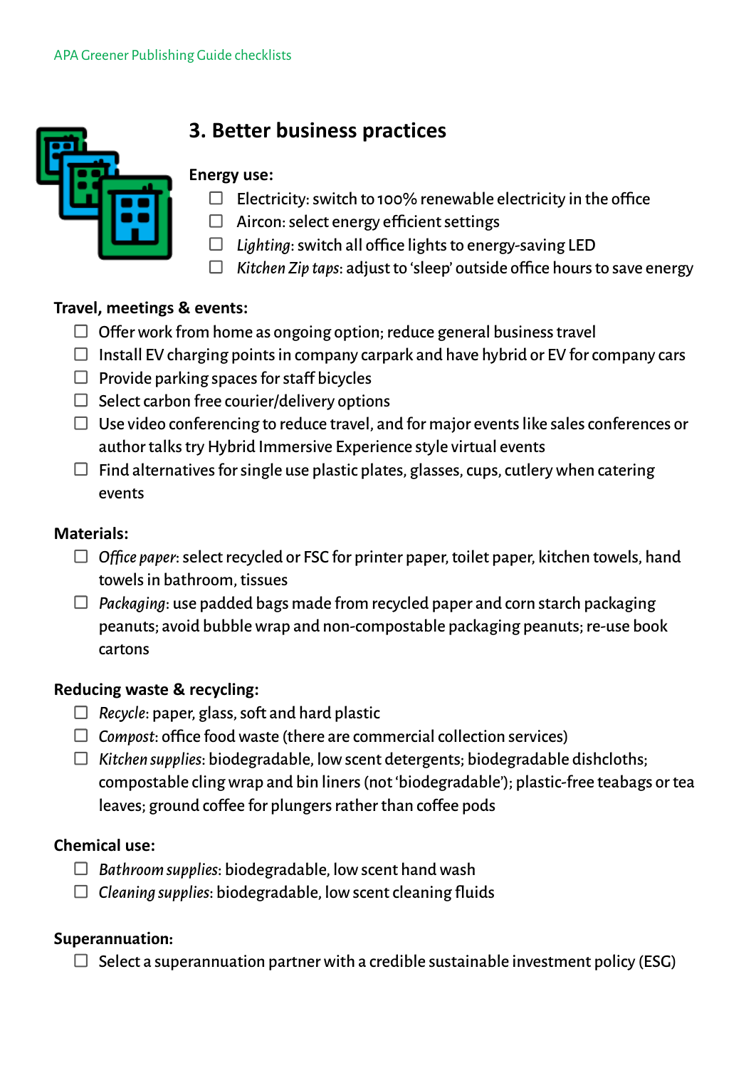## 3. Better business practices

**Energy use:**

- ☐ Electricity: switch to 100% renewable electricity in the office
- ☐ Aircon: select energy efficient settings
- ☐ *Lighting*: switch all office lights to energy-saving LED
- ☐ *Kitchen Zip taps*: adjust to 'sleep' outside office hours to save energy

**Travel, meetings & events:**

- ☐ Offer work from home as ongoing option; reduce general business travel
- ☐ Install EV charging points in company carpark and have hybrid or EV for company cars
- ☐ Provide parking spaces for staff bicycles
- ☐ Select carbon free courier/delivery options
- ☐ Use video conferencing to reduce travel, and for major events like sales conferences or author talks try Hybrid Immersive Experience style virtual events
- ☐ Find alternatives for single use plastic plates, glasses, cups, cutlery when catering events

**Materials:**

- ☐ *Office paper*: select recycled or FSC for printer paper, toilet paper, kitchen towels, hand towels in bathroom, tissues
- ☐ *Packaging*: use padded bags made from recycled paper and corn starch packaging peanuts; avoid bubble wrap and non-compostable packaging peanuts; re-use book cartons

**Reducing waste & recycling:**

- ☐ *Recycle*: paper, glass, soft and hard plastic
- ☐ *Compost*: office food waste (there are commercial collection services)
- ☐ *Kitchen supplies*: biodegradable, low scent detergents; biodegradable dishcloths; compostable cling wrap and bin liners (not 'biodegradable'); plastic-free teabags or tea leaves; ground coffee for plungers rather than coffee pods

**Chemical use:**

- ☐ *Bathroom supplies*: biodegradable, low scent hand wash
- ☐ *Cleaning supplies*: biodegradable, low scent cleaning fluids

**Superannuation:**

- ☐ Select a superannuation partner with a credible sustainable investment policy (ESG)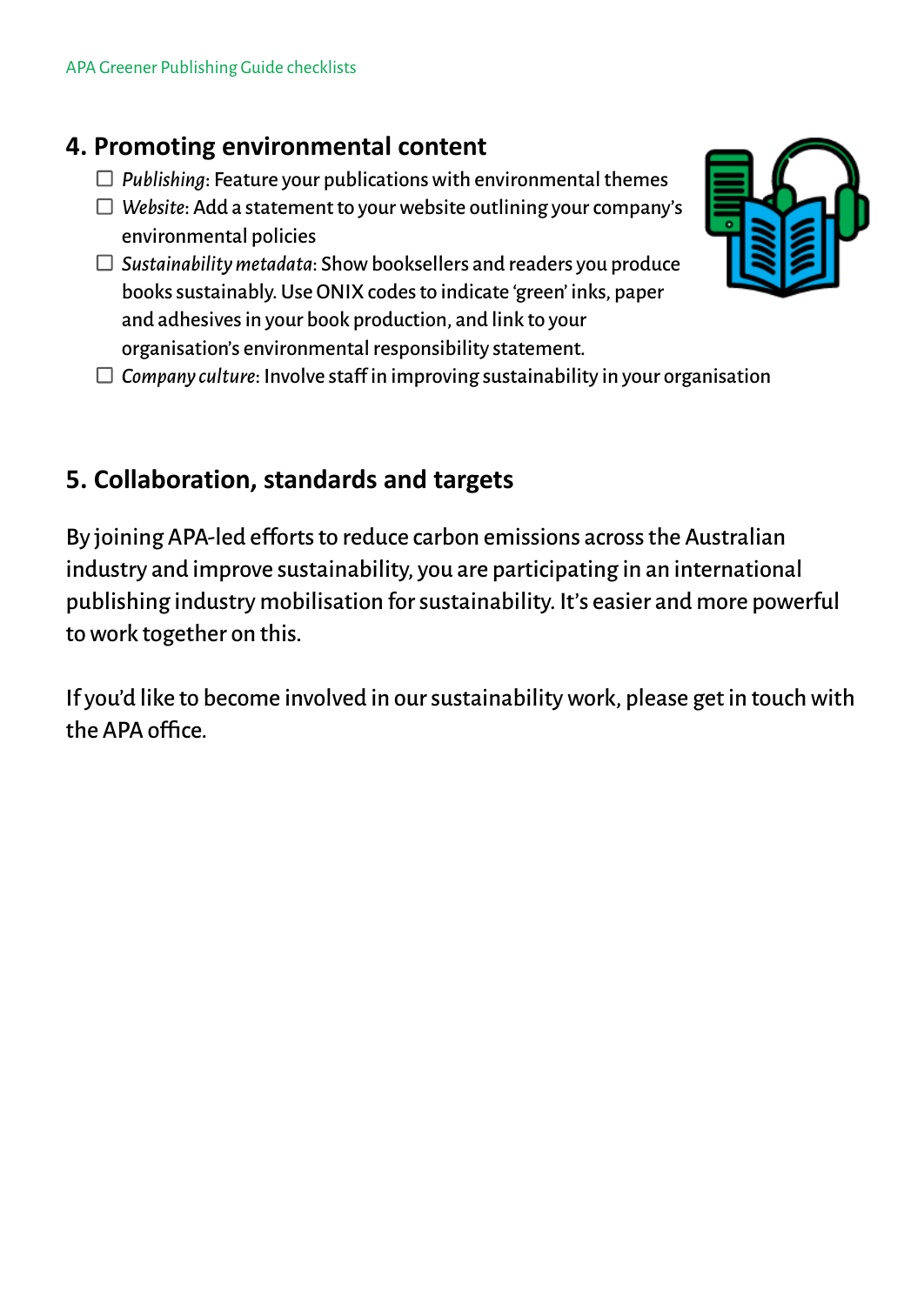## 4. Promoting environmental content

- ☐ *Publishing*: Feature your publications with environmental themes
- ☐ *Website*: Add a statement to your website outlining your company's environmental policies
- ☐ *Sustainability metadata*: Show booksellers and readers you produce books sustainably. Use ONIX codes to indicate 'green' inks, paper and adhesives in your book production, and link to your organisation's environmental responsibility statement.
- ☐ *Company culture*: Involve staff in improving sustainability in your organisation

## 5. Collaboration, standards and targets

By joining APA-led efforts to reduce carbon emissions across the Australian industry and improve sustainability, you are participating in an international publishing industry mobilisation for sustainability. It's easier and more powerful to work together on this.

If you'd like to become involved in our sustainability work, please get in touch with the APA office.